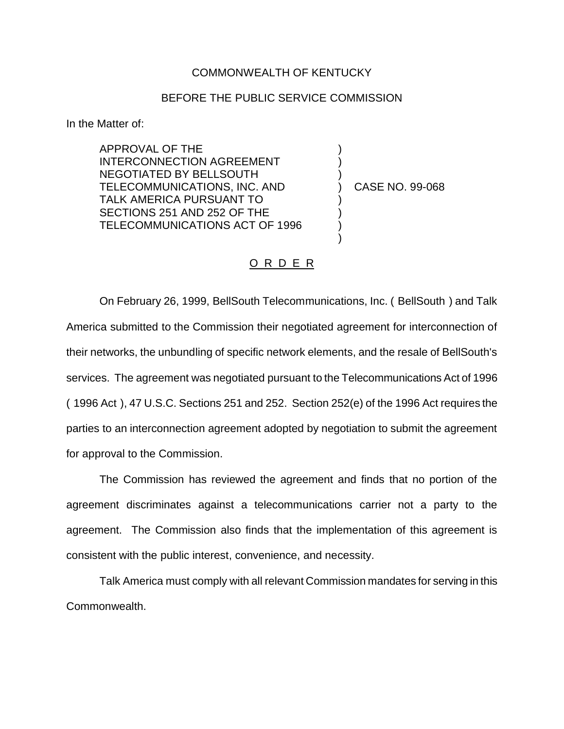COMMONWEALTH OF KENTUCKY

BEFORE THE PUBLIC SERVICE COMMISSION

In the Matter of:

APPROVAL OF THE INTERCONNECTION AGREEMENT NEGOTIATED BY BELLSOUTH TELECOMMUNICATIONS, INC. AND TALK AMERICA PURSUANT TO SECTIONS 251 AND 252 OF THE TELECOMMUNICATIONS ACT OF 1996 ) CASE NO. 99-068

O R D E R

On February 26, 1999, BellSouth Telecommunications, Inc. ( BellSouth ) and Talk America submitted to the Commission their negotiated agreement for interconnection of their networks, the unbundling of specific network elements, and the resale of BellSouth's services. The agreement was negotiated pursuant to the Telecommunications Act of 1996 ( 1996 Act ), 47 U.S.C. Sections 251 and 252. Section 252(e) of the 1996 Act requires the parties to an interconnection agreement adopted by negotiation to submit the agreement for approval to the Commission.

The Commission has reviewed the agreement and finds that no portion of the agreement discriminates against a telecommunications carrier not a party to the agreement. The Commission also finds that the implementation of this agreement is consistent with the public interest, convenience, and necessity.

Talk America must comply with all relevant Commission mandates for serving in this Commonwealth.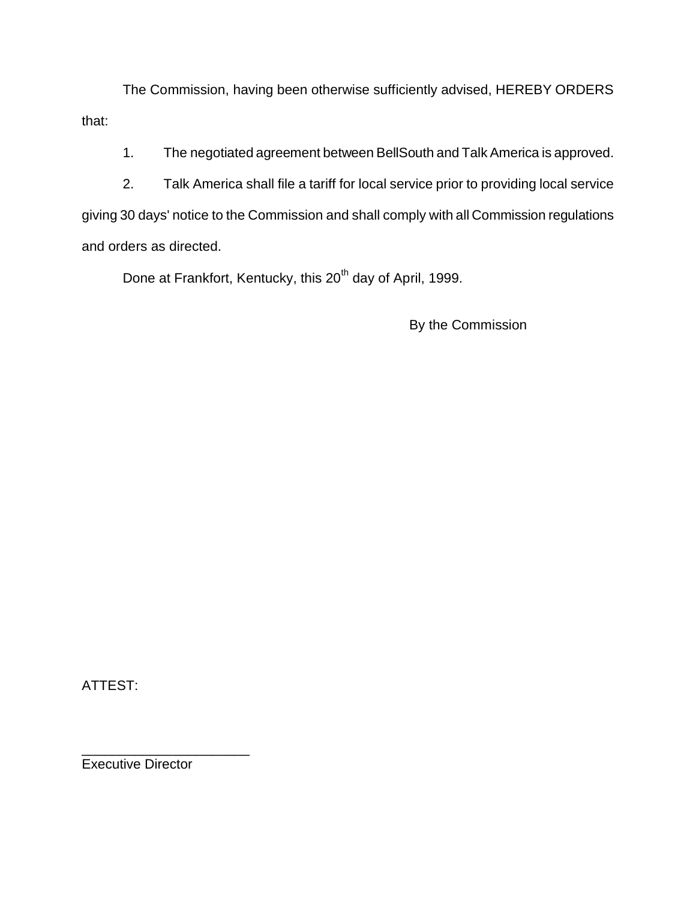The Commission, having been otherwise sufficiently advised, HEREBY ORDERS that:

1. The negotiated agreement between BellSouth and Talk America is approved.

2. Talk America shall file a tariff for local service prior to providing local service giving 30 days' notice to the Commission and shall comply with all Commission regulations and orders as directed.

Done at Frankfort, Kentucky, this 20th day of April, 1999.

By the Commission

ATTEST:

______________________
Executive Director